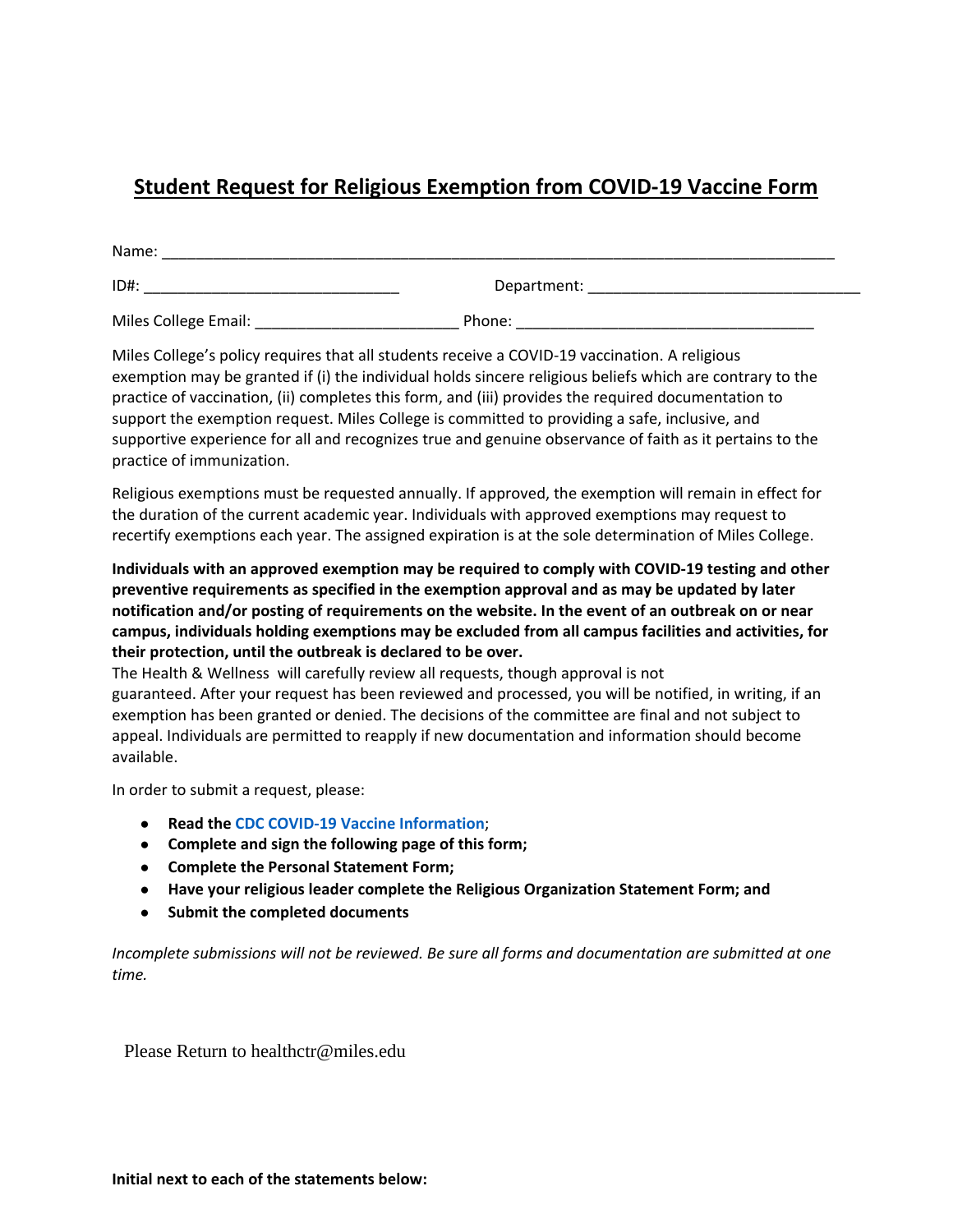# Student Request for Religious Exemption from COVID-19 Vaccine Form

Name: ___________________________________________________________________________

ID#: ____________________________ Department: ______________________________

Miles College Email: ______________________ Phone: _________________________________

Miles College's policy requires that all students receive a COVID-19 vaccination. A religious exemption may be granted if (i) the individual holds sincere religious beliefs which are contrary to the practice of vaccination, (ii) completes this form, and (iii) provides the required documentation to support the exemption request. Miles College is committed to providing a safe, inclusive, and supportive experience for all and recognizes true and genuine observance of faith as it pertains to the practice of immunization.

Religious exemptions must be requested annually. If approved, the exemption will remain in effect for the duration of the current academic year. Individuals with approved exemptions may request to recertify exemptions each year. The assigned expiration is at the sole determination of Miles College.

**Individuals with an approved exemption may be required to comply with COVID-19 testing and other preventive requirements as specified in the exemption approval and as may be updated by later notification and/or posting of requirements on the website. In the event of an outbreak on or near campus, individuals holding exemptions may be excluded from all campus facilities and activities, for their protection, until the outbreak is declared to be over.**

The Health & Wellness will carefully review all requests, though approval is not guaranteed. After your request has been reviewed and processed, you will be notified, in writing, if an exemption has been granted or denied. The decisions of the committee are final and not subject to appeal. Individuals are permitted to reapply if new documentation and information should become available.

In order to submit a request, please:

- **Read the CDC COVID-19 Vaccine Information**;
- **Complete and sign the following page of this form;**
- **Complete the Personal Statement Form;**
- **Have your religious leader complete the Religious Organization Statement Form; and**
- **Submit the completed documents**

*Incomplete submissions will not be reviewed. Be sure all forms and documentation are submitted at one time.*

Please Return to healthctr@miles.edu

**Initial next to each of the statements below:**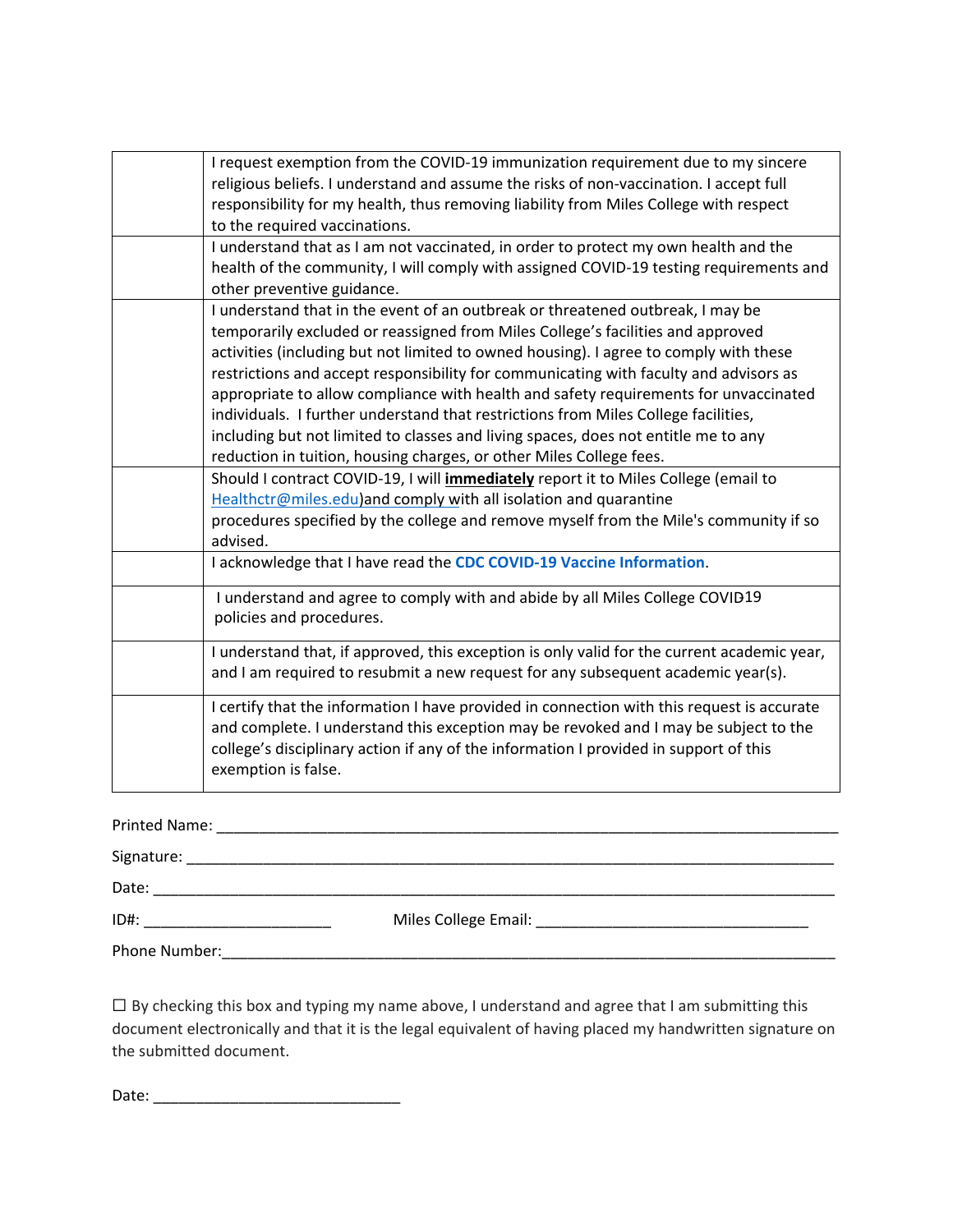| | |
|---|---|
| | I request exemption from the COVID-19 immunization requirement due to my sincere religious beliefs. I understand and assume the risks of non-vaccination. I accept full responsibility for my health, thus removing liability from Miles College with respect to the required vaccinations. |
| | I understand that as I am not vaccinated, in order to protect my own health and the health of the community, I will comply with assigned COVID-19 testing requirements and other preventive guidance. |
| | I understand that in the event of an outbreak or threatened outbreak, I may be temporarily excluded or reassigned from Miles College's facilities and approved activities (including but not limited to owned housing). I agree to comply with these restrictions and accept responsibility for communicating with faculty and advisors as appropriate to allow compliance with health and safety requirements for unvaccinated individuals. I further understand that restrictions from Miles College facilities, including but not limited to classes and living spaces, does not entitle me to any reduction in tuition, housing charges, or other Miles College fees. |
| | Should I contract COVID-19, I will **immediately** report it to Miles College (email to Healthctr@miles.edu)and comply with all isolation and quarantine procedures specified by the college and remove myself from the Mile's community if so advised. |
| | I acknowledge that I have read the **CDC COVID-19 Vaccine Information**. |
| | I understand and agree to comply with and abide by all Miles College COVID19 policies and procedures. |
| | I understand that, if approved, this exception is only valid for the current academic year, and I am required to resubmit a new request for any subsequent academic year(s). |
| | I certify that the information I have provided in connection with this request is accurate and complete. I understand this exception may be revoked and I may be subject to the college's disciplinary action if any of the information I provided in support of this exemption is false. |

Printed Name: ___________________________________________________________________________

Signature: ______________________________________________________________________________

Date: __________________________________________________________________________________

ID#: ______________________ Miles College Email: ________________________________

Phone Number:___________________________________________________________________________

☐ By checking this box and typing my name above, I understand and agree that I am submitting this document electronically and that it is the legal equivalent of having placed my handwritten signature on the submitted document.

Date: _____________________________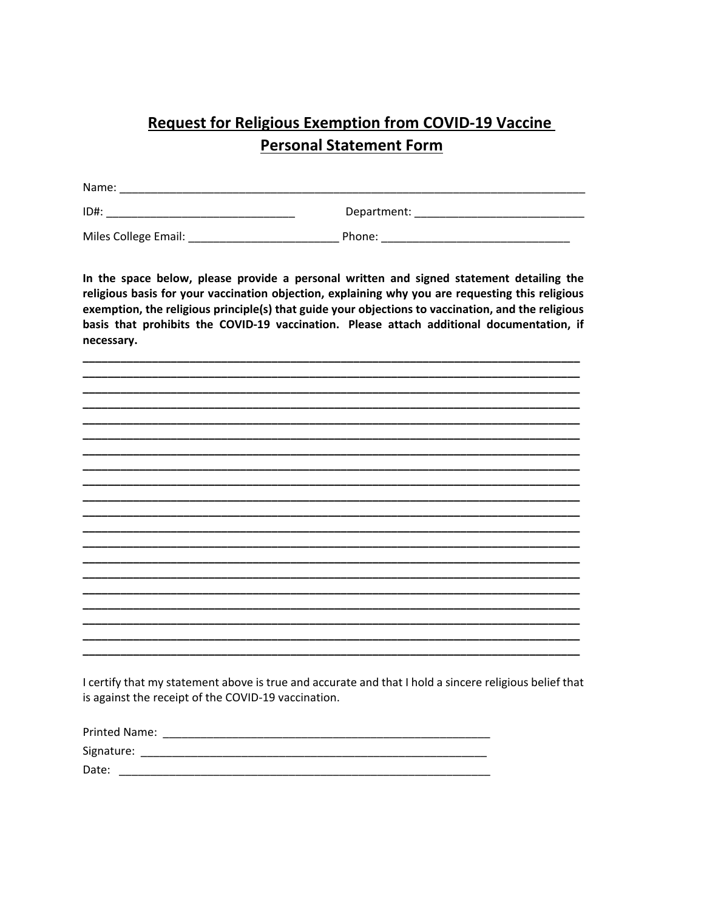# Request for Religious Exemption from COVID-19 Vaccine Personal Statement Form

Name: ___________________________________________________________________________

ID#: ______________________________ Department: ___________________________

Miles College Email: ________________________ Phone: ______________________________

**In the space below, please provide a personal written and signed statement detailing the religious basis for your vaccination objection, explaining why you are requesting this religious exemption, the religious principle(s) that guide your objections to vaccination, and the religious basis that prohibits the COVID-19 vaccination. Please attach additional documentation, if necessary.**

______________________________________________________________________________
______________________________________________________________________________
______________________________________________________________________________
______________________________________________________________________________
______________________________________________________________________________
______________________________________________________________________________
______________________________________________________________________________
______________________________________________________________________________
______________________________________________________________________________
______________________________________________________________________________
______________________________________________________________________________
______________________________________________________________________________
______________________________________________________________________________
______________________________________________________________________________
______________________________________________________________________________
______________________________________________________________________________
______________________________________________________________________________
______________________________________________________________________________
______________________________________________________________________________
______________________________________________________________________________

I certify that my statement above is true and accurate and that I hold a sincere religious belief that is against the receipt of the COVID-19 vaccination.

Printed Name: ____________________________________________________

Signature: _______________________________________________________

Date: ___________________________________________________________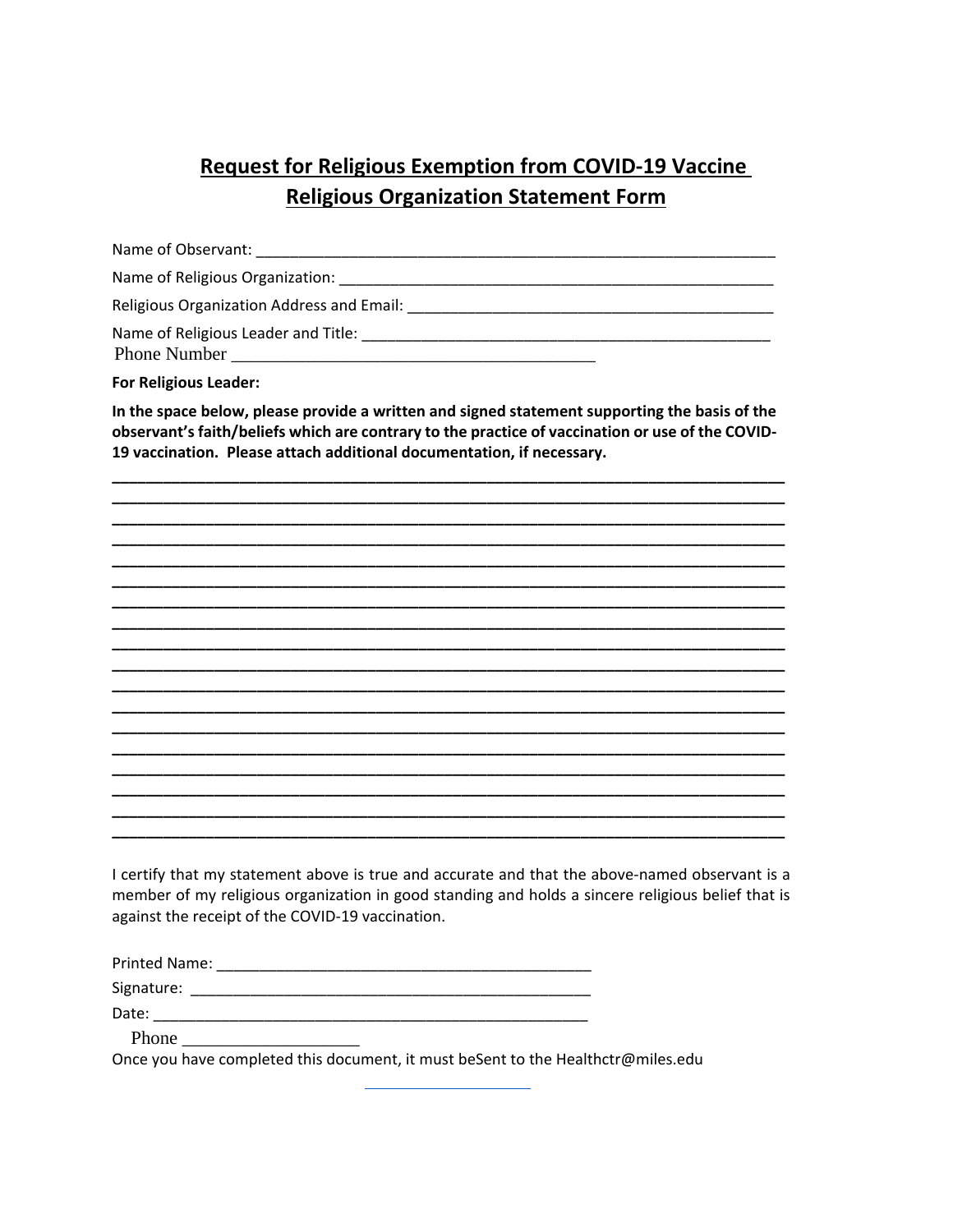# Request for Religious Exemption from COVID-19 Vaccine Religious Organization Statement Form

Name of Observant: ______________________________________________________________

Name of Religious Organization: ____________________________________________________

Religious Organization Address and Email: ___________________________________________

Name of Religious Leader and Title: ________________________________________________

Phone Number ________________________________________

**For Religious Leader:**

**In the space below, please provide a written and signed statement supporting the basis of the observant's faith/beliefs which are contrary to the practice of vaccination or use of the COVID-19 vaccination. Please attach additional documentation, if necessary.**

______________________________________________________________________________

______________________________________________________________________________

______________________________________________________________________________

______________________________________________________________________________

______________________________________________________________________________

______________________________________________________________________________

______________________________________________________________________________

______________________________________________________________________________

______________________________________________________________________________

______________________________________________________________________________

______________________________________________________________________________

______________________________________________________________________________

______________________________________________________________________________

______________________________________________________________________________

______________________________________________________________________________

______________________________________________________________________________

______________________________________________________________________________

______________________________________________________________________________

I certify that my statement above is true and accurate and that the above-named observant is a member of my religious organization in good standing and holds a sincere religious belief that is against the receipt of the COVID-19 vaccination.

Printed Name: __________________________________________

Signature: ______________________________________________

Date: _________________________________________________

Phone ___________________

Once you have completed this document, it must beSent to the Healthctr@miles.edu